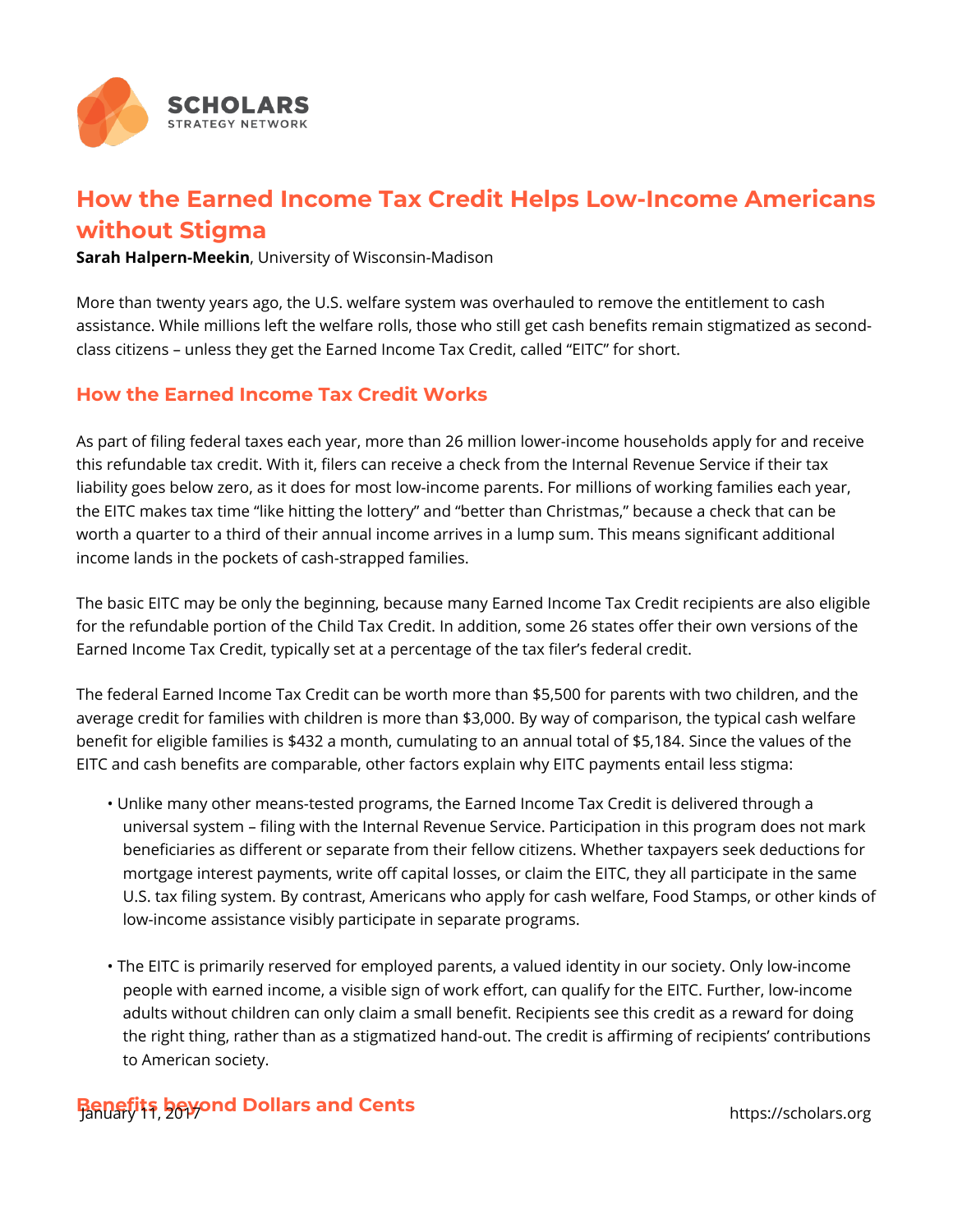# How the Earned Income Tax Credit Helps Low-Income Americans without Stigma

**Sarah Halpern-Meekin**, University of Wisconsin-Madison

More than twenty years ago, the U.S. welfare system was overhauled to remove the entitlement to cash assistance. While millions left the welfare rolls, those who still get cash benefits remain stigmatized as second-class citizens – unless they get the Earned Income Tax Credit, called "EITC" for short.

## How the Earned Income Tax Credit Works

As part of filing federal taxes each year, more than 26 million lower-income households apply for and receive this refundable tax credit. With it, filers can receive a check from the Internal Revenue Service if their tax liability goes below zero, as it does for most low-income parents. For millions of working families each year, the EITC makes tax time "like hitting the lottery" and "better than Christmas," because a check that can be worth a quarter to a third of their annual income arrives in a lump sum. This means significant additional income lands in the pockets of cash-strapped families.

The basic EITC may be only the beginning, because many Earned Income Tax Credit recipients are also eligible for the refundable portion of the Child Tax Credit. In addition, some 26 states offer their own versions of the Earned Income Tax Credit, typically set at a percentage of the tax filer's federal credit.

The federal Earned Income Tax Credit can be worth more than $5,500 for parents with two children, and the average credit for families with children is more than $3,000. By way of comparison, the typical cash welfare benefit for eligible families is $432 a month, cumulating to an annual total of $5,184. Since the values of the EITC and cash benefits are comparable, other factors explain why EITC payments entail less stigma:

- Unlike many other means-tested programs, the Earned Income Tax Credit is delivered through a universal system – filing with the Internal Revenue Service. Participation in this program does not mark beneficiaries as different or separate from their fellow citizens. Whether taxpayers seek deductions for mortgage interest payments, write off capital losses, or claim the EITC, they all participate in the same U.S. tax filing system. By contrast, Americans who apply for cash welfare, Food Stamps, or other kinds of low-income assistance visibly participate in separate programs.

- The EITC is primarily reserved for employed parents, a valued identity in our society. Only low-income people with earned income, a visible sign of work effort, can qualify for the EITC. Further, low-income adults without children can only claim a small benefit. Recipients see this credit as a reward for doing the right thing, rather than as a stigmatized hand-out. The credit is affirming of recipients' contributions to American society.

## Benefits beyond Dollars and Cents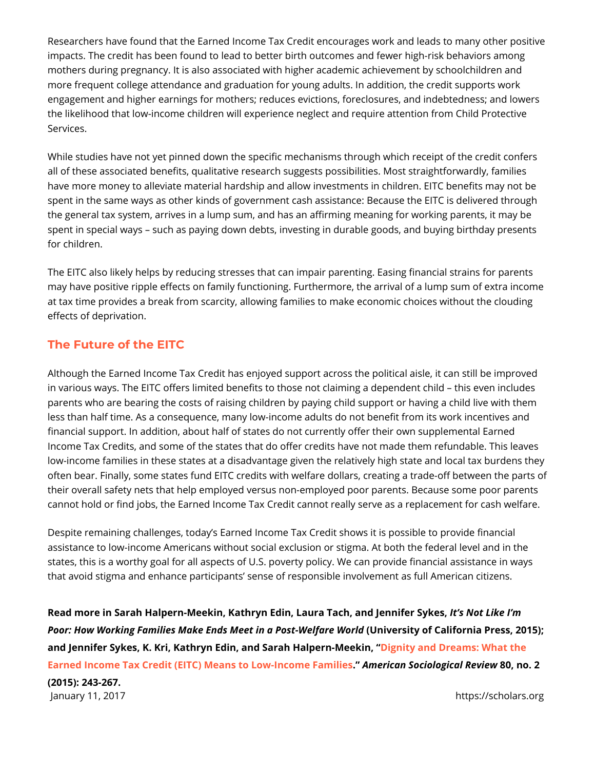Researchers have found that the Earned Income Tax Credit encourages work and leads to many other positive impacts. The credit has been found to lead to better birth outcomes and fewer high-risk behaviors among mothers during pregnancy. It is also associated with higher academic achievement by schoolchildren and more frequent college attendance and graduation for young adults. In addition, the credit supports work engagement and higher earnings for mothers; reduces evictions, foreclosures, and indebtedness; and lowers the likelihood that low-income children will experience neglect and require attention from Child Protective Services.

While studies have not yet pinned down the specific mechanisms through which receipt of the credit confers all of these associated benefits, qualitative research suggests possibilities. Most straightforwardly, families have more money to alleviate material hardship and allow investments in children. EITC benefits may not be spent in the same ways as other kinds of government cash assistance: Because the EITC is delivered through the general tax system, arrives in a lump sum, and has an affirming meaning for working parents, it may be spent in special ways – such as paying down debts, investing in durable goods, and buying birthday presents for children.

The EITC also likely helps by reducing stresses that can impair parenting. Easing financial strains for parents may have positive ripple effects on family functioning. Furthermore, the arrival of a lump sum of extra income at tax time provides a break from scarcity, allowing families to make economic choices without the clouding effects of deprivation.

## The Future of the EITC

Although the Earned Income Tax Credit has enjoyed support across the political aisle, it can still be improved in various ways. The EITC offers limited benefits to those not claiming a dependent child – this even includes parents who are bearing the costs of raising children by paying child support or having a child live with them less than half time. As a consequence, many low-income adults do not benefit from its work incentives and financial support. In addition, about half of states do not currently offer their own supplemental Earned Income Tax Credits, and some of the states that do offer credits have not made them refundable. This leaves low-income families in these states at a disadvantage given the relatively high state and local tax burdens they often bear. Finally, some states fund EITC credits with welfare dollars, creating a trade-off between the parts of their overall safety nets that help employed versus non-employed poor parents. Because some poor parents cannot hold or find jobs, the Earned Income Tax Credit cannot really serve as a replacement for cash welfare.

Despite remaining challenges, today's Earned Income Tax Credit shows it is possible to provide financial assistance to low-income Americans without social exclusion or stigma. At both the federal level and in the states, this is a worthy goal for all aspects of U.S. poverty policy. We can provide financial assistance in ways that avoid stigma and enhance participants' sense of responsible involvement as full American citizens.

**Read more in Sarah Halpern-Meekin, Kathryn Edin, Laura Tach, and Jennifer Sykes, *It's Not Like I'm Poor: How Working Families Make Ends Meet in a Post-Welfare World* (University of California Press, 2015); and Jennifer Sykes, K. Kri, Kathryn Edin, and Sarah Halpern-Meekin, "Dignity and Dreams: What the Earned Income Tax Credit (EITC) Means to Low-Income Families." *American Sociological Review* 80, no. 2 (2015): 243-267.**

January 11, 2017